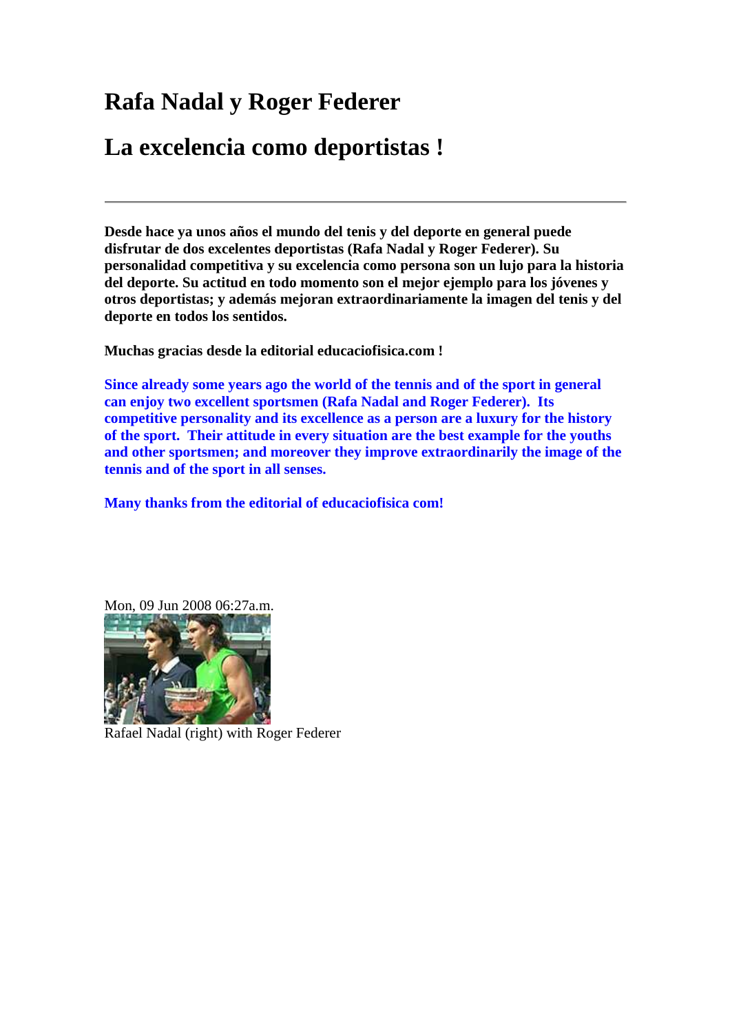# Rafa Nadal y Roger Federer

# La excelencia como deportistas !

---

**Desde hace ya unos años el mundo del tenis y del deporte en general puede disfrutar de dos excelentes deportistas (Rafa Nadal y Roger Federer). Su personalidad competitiva y su excelencia como persona son un lujo para la historia del deporte. Su actitud en todo momento son el mejor ejemplo para los jóvenes y otros deportistas; y además mejoran extraordinariamente la imagen del tenis y del deporte en todos los sentidos.**

**Muchas gracias desde la editorial educaciofisica.com !**

**Since already some years ago the world of the tennis and of the sport in general can enjoy two excellent sportsmen (Rafa Nadal and Roger Federer). Its competitive personality and its excellence as a person are a luxury for the history of the sport. Their attitude in every situation are the best example for the youths and other sportsmen; and moreover they improve extraordinarily the image of the tennis and of the sport in all senses.**

**Many thanks from the editorial of educaciofisica com!**

Mon, 09 Jun 2008 06:27a.m.

Rafael Nadal (right) with Roger Federer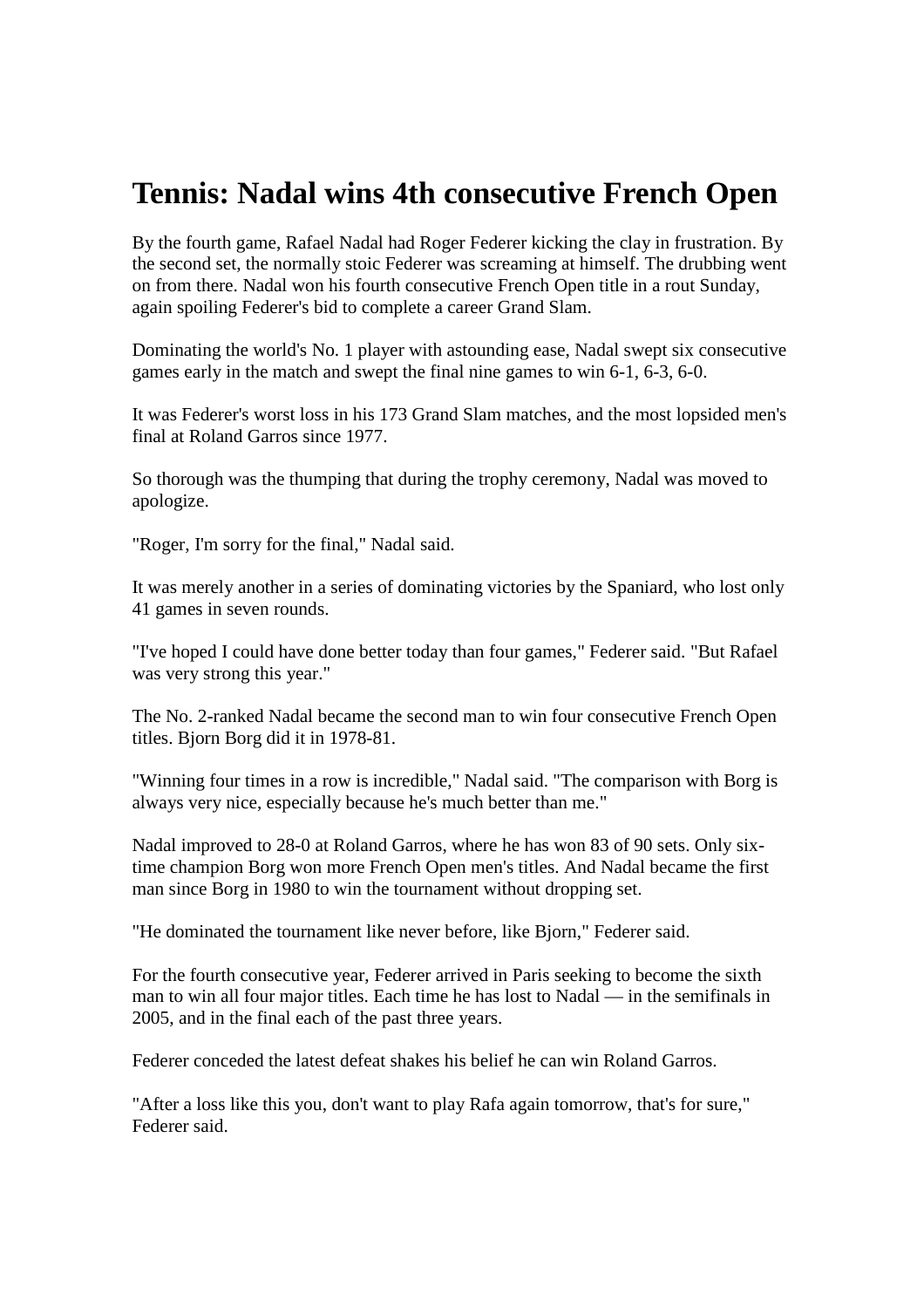# Tennis: Nadal wins 4th consecutive French Open

By the fourth game, Rafael Nadal had Roger Federer kicking the clay in frustration. By the second set, the normally stoic Federer was screaming at himself. The drubbing went on from there. Nadal won his fourth consecutive French Open title in a rout Sunday, again spoiling Federer's bid to complete a career Grand Slam.

Dominating the world's No. 1 player with astounding ease, Nadal swept six consecutive games early in the match and swept the final nine games to win 6-1, 6-3, 6-0.

It was Federer's worst loss in his 173 Grand Slam matches, and the most lopsided men's final at Roland Garros since 1977.

So thorough was the thumping that during the trophy ceremony, Nadal was moved to apologize.

"Roger, I'm sorry for the final," Nadal said.

It was merely another in a series of dominating victories by the Spaniard, who lost only 41 games in seven rounds.

"I've hoped I could have done better today than four games," Federer said. "But Rafael was very strong this year."

The No. 2-ranked Nadal became the second man to win four consecutive French Open titles. Bjorn Borg did it in 1978-81.

"Winning four times in a row is incredible," Nadal said. "The comparison with Borg is always very nice, especially because he's much better than me."

Nadal improved to 28-0 at Roland Garros, where he has won 83 of 90 sets. Only six-time champion Borg won more French Open men's titles. And Nadal became the first man since Borg in 1980 to win the tournament without dropping set.

"He dominated the tournament like never before, like Bjorn," Federer said.

For the fourth consecutive year, Federer arrived in Paris seeking to become the sixth man to win all four major titles. Each time he has lost to Nadal — in the semifinals in 2005, and in the final each of the past three years.

Federer conceded the latest defeat shakes his belief he can win Roland Garros.

"After a loss like this you, don't want to play Rafa again tomorrow, that's for sure," Federer said.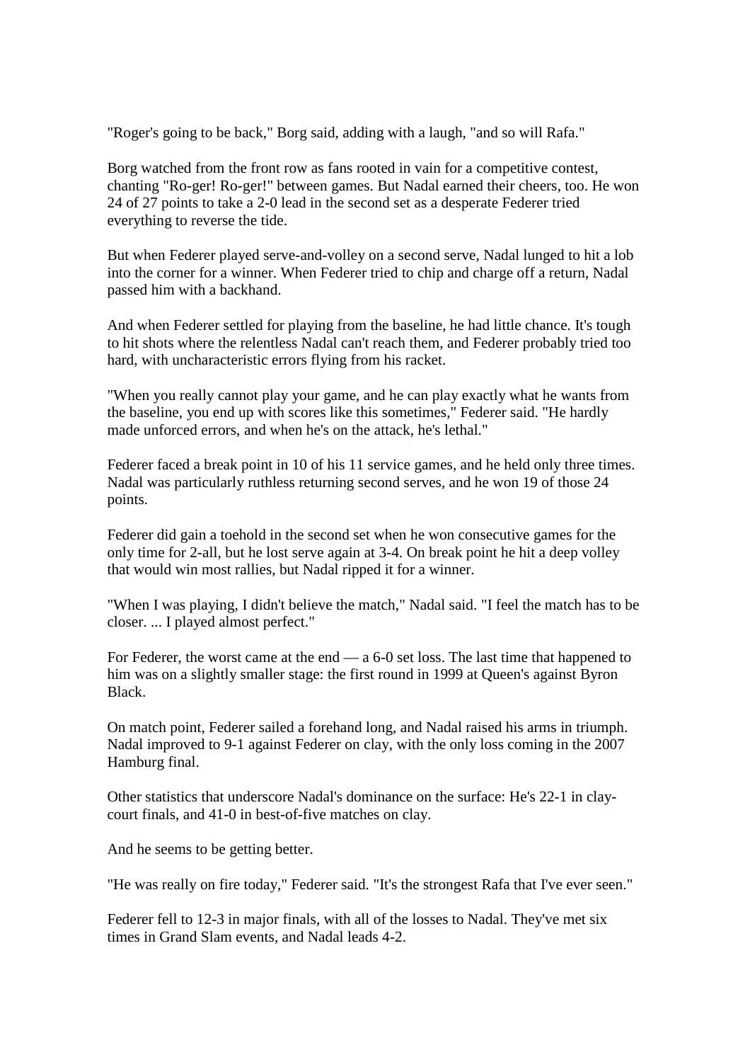"Roger's going to be back," Borg said, adding with a laugh, "and so will Rafa."

Borg watched from the front row as fans rooted in vain for a competitive contest, chanting "Ro-ger! Ro-ger!" between games. But Nadal earned their cheers, too. He won 24 of 27 points to take a 2-0 lead in the second set as a desperate Federer tried everything to reverse the tide.

But when Federer played serve-and-volley on a second serve, Nadal lunged to hit a lob into the corner for a winner. When Federer tried to chip and charge off a return, Nadal passed him with a backhand.

And when Federer settled for playing from the baseline, he had little chance. It's tough to hit shots where the relentless Nadal can't reach them, and Federer probably tried too hard, with uncharacteristic errors flying from his racket.

"When you really cannot play your game, and he can play exactly what he wants from the baseline, you end up with scores like this sometimes," Federer said. "He hardly made unforced errors, and when he's on the attack, he's lethal."

Federer faced a break point in 10 of his 11 service games, and he held only three times. Nadal was particularly ruthless returning second serves, and he won 19 of those 24 points.

Federer did gain a toehold in the second set when he won consecutive games for the only time for 2-all, but he lost serve again at 3-4. On break point he hit a deep volley that would win most rallies, but Nadal ripped it for a winner.

"When I was playing, I didn't believe the match," Nadal said. "I feel the match has to be closer. ... I played almost perfect."

For Federer, the worst came at the end — a 6-0 set loss. The last time that happened to him was on a slightly smaller stage: the first round in 1999 at Queen's against Byron Black.

On match point, Federer sailed a forehand long, and Nadal raised his arms in triumph. Nadal improved to 9-1 against Federer on clay, with the only loss coming in the 2007 Hamburg final.

Other statistics that underscore Nadal's dominance on the surface: He's 22-1 in clay-court finals, and 41-0 in best-of-five matches on clay.

And he seems to be getting better.

"He was really on fire today," Federer said. "It's the strongest Rafa that I've ever seen."

Federer fell to 12-3 in major finals, with all of the losses to Nadal. They've met six times in Grand Slam events, and Nadal leads 4-2.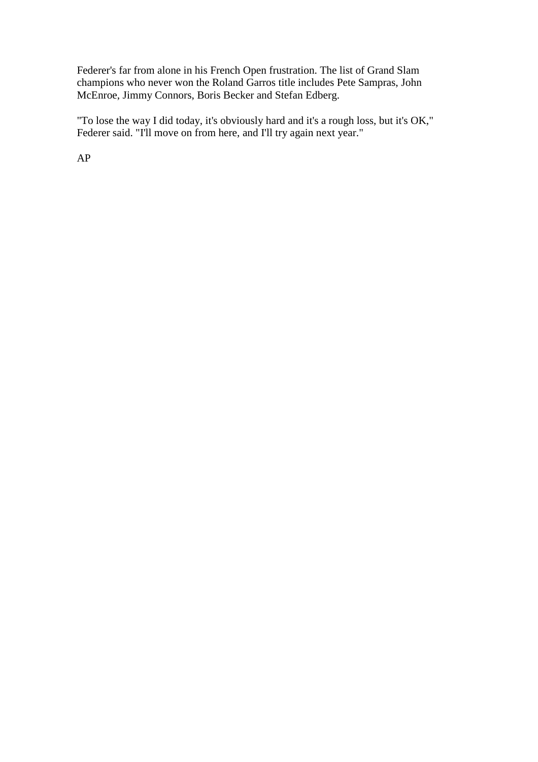Federer's far from alone in his French Open frustration. The list of Grand Slam champions who never won the Roland Garros title includes Pete Sampras, John McEnroe, Jimmy Connors, Boris Becker and Stefan Edberg.

"To lose the way I did today, it's obviously hard and it's a rough loss, but it's OK," Federer said. "I'll move on from here, and I'll try again next year."

AP